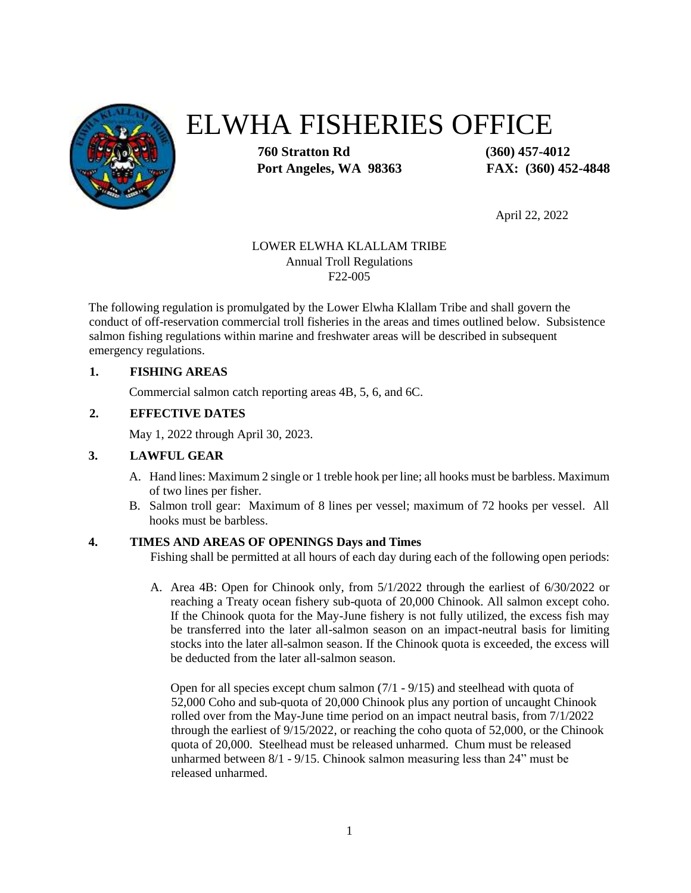# ELWHA FISHERIES OFFICE

**760 Stratton Rd** **(360) 457-4012**
**Port Angeles, WA 98363** **FAX: (360) 452-4848**

April 22, 2022

LOWER ELWHA KLALLAM TRIBE
Annual Troll Regulations
F22-005

The following regulation is promulgated by the Lower Elwha Klallam Tribe and shall govern the conduct of off-reservation commercial troll fisheries in the areas and times outlined below. Subsistence salmon fishing regulations within marine and freshwater areas will be described in subsequent emergency regulations.

## 1. FISHING AREAS

Commercial salmon catch reporting areas 4B, 5, 6, and 6C.

## 2. EFFECTIVE DATES

May 1, 2022 through April 30, 2023.

## 3. LAWFUL GEAR

A. Hand lines: Maximum 2 single or 1 treble hook per line; all hooks must be barbless. Maximum of two lines per fisher.

B. Salmon troll gear: Maximum of 8 lines per vessel; maximum of 72 hooks per vessel. All hooks must be barbless.

## 4. TIMES AND AREAS OF OPENINGS Days and Times

Fishing shall be permitted at all hours of each day during each of the following open periods:

A. Area 4B: Open for Chinook only, from 5/1/2022 through the earliest of 6/30/2022 or reaching a Treaty ocean fishery sub-quota of 20,000 Chinook. All salmon except coho. If the Chinook quota for the May-June fishery is not fully utilized, the excess fish may be transferred into the later all-salmon season on an impact-neutral basis for limiting stocks into the later all-salmon season. If the Chinook quota is exceeded, the excess will be deducted from the later all-salmon season.

Open for all species except chum salmon (7/1 - 9/15) and steelhead with quota of 52,000 Coho and sub-quota of 20,000 Chinook plus any portion of uncaught Chinook rolled over from the May-June time period on an impact neutral basis, from 7/1/2022 through the earliest of 9/15/2022, or reaching the coho quota of 52,000, or the Chinook quota of 20,000. Steelhead must be released unharmed. Chum must be released unharmed between 8/1 - 9/15. Chinook salmon measuring less than 24" must be released unharmed.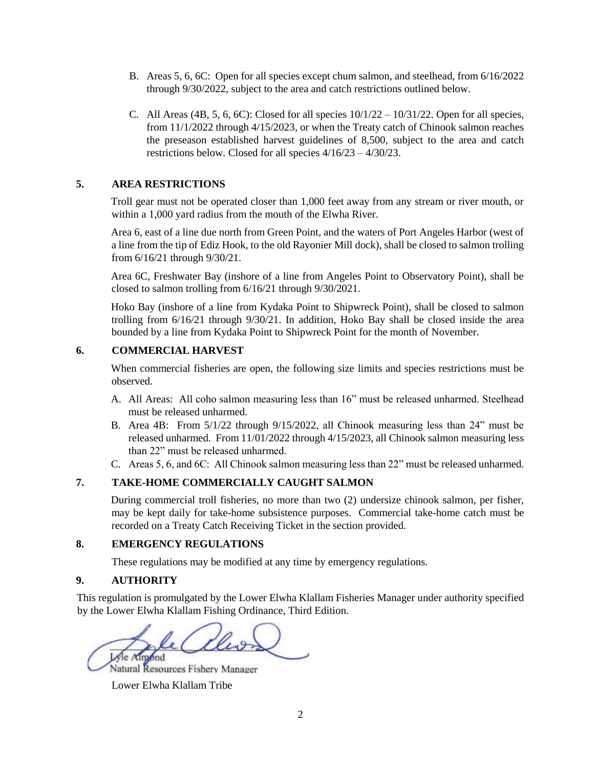B. Areas 5, 6, 6C: Open for all species except chum salmon, and steelhead, from 6/16/2022 through 9/30/2022, subject to the area and catch restrictions outlined below.

C. All Areas (4B, 5, 6, 6C): Closed for all species 10/1/22 – 10/31/22. Open for all species, from 11/1/2022 through 4/15/2023, or when the Treaty catch of Chinook salmon reaches the preseason established harvest guidelines of 8,500, subject to the area and catch restrictions below. Closed for all species 4/16/23 – 4/30/23.

## 5. AREA RESTRICTIONS

Troll gear must not be operated closer than 1,000 feet away from any stream or river mouth, or within a 1,000 yard radius from the mouth of the Elwha River.

Area 6, east of a line due north from Green Point, and the waters of Port Angeles Harbor (west of a line from the tip of Ediz Hook, to the old Rayonier Mill dock), shall be closed to salmon trolling from 6/16/21 through 9/30/21.

Area 6C, Freshwater Bay (inshore of a line from Angeles Point to Observatory Point), shall be closed to salmon trolling from 6/16/21 through 9/30/2021.

Hoko Bay (inshore of a line from Kydaka Point to Shipwreck Point), shall be closed to salmon trolling from 6/16/21 through 9/30/21. In addition, Hoko Bay shall be closed inside the area bounded by a line from Kydaka Point to Shipwreck Point for the month of November.

## 6. COMMERCIAL HARVEST

When commercial fisheries are open, the following size limits and species restrictions must be observed.

A. All Areas: All coho salmon measuring less than 16" must be released unharmed. Steelhead must be released unharmed.

B. Area 4B: From 5/1/22 through 9/15/2022, all Chinook measuring less than 24" must be released unharmed. From 11/01/2022 through 4/15/2023, all Chinook salmon measuring less than 22" must be released unharmed.

C. Areas 5, 6, and 6C: All Chinook salmon measuring less than 22" must be released unharmed.

## 7. TAKE-HOME COMMERCIALLY CAUGHT SALMON

During commercial troll fisheries, no more than two (2) undersize chinook salmon, per fisher, may be kept daily for take-home subsistence purposes. Commercial take-home catch must be recorded on a Treaty Catch Receiving Ticket in the section provided.

## 8. EMERGENCY REGULATIONS

These regulations may be modified at any time by emergency regulations.

## 9. AUTHORITY

This regulation is promulgated by the Lower Elwha Klallam Fisheries Manager under authority specified by the Lower Elwha Klallam Fishing Ordinance, Third Edition.

Lyle Almond
Natural Resources Fishery Manager
Lower Elwha Klallam Tribe